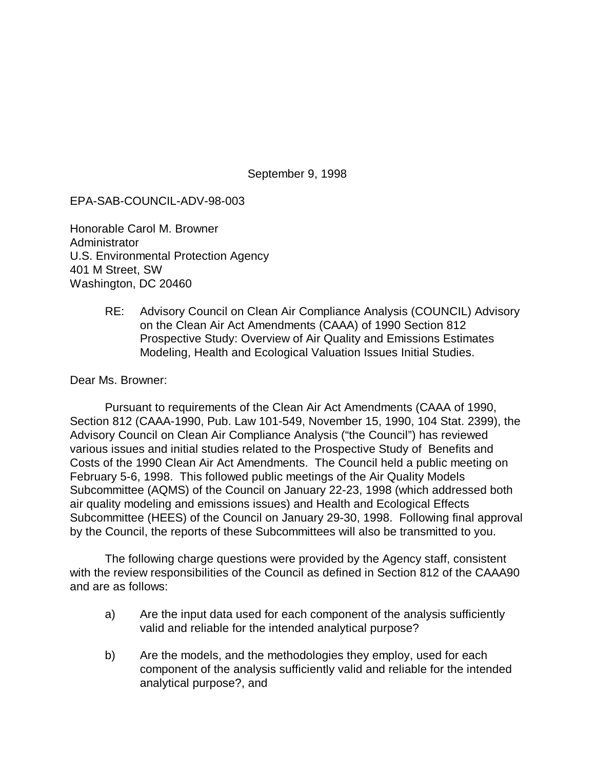September 9, 1998

EPA-SAB-COUNCIL-ADV-98-003

Honorable Carol M. Browner
Administrator
U.S. Environmental Protection Agency
401 M Street, SW
Washington, DC 20460

RE: Advisory Council on Clean Air Compliance Analysis (COUNCIL) Advisory on the Clean Air Act Amendments (CAAA) of 1990 Section 812 Prospective Study: Overview of Air Quality and Emissions Estimates Modeling, Health and Ecological Valuation Issues Initial Studies.

Dear Ms. Browner:

Pursuant to requirements of the Clean Air Act Amendments (CAAA of 1990, Section 812 (CAAA-1990, Pub. Law 101-549, November 15, 1990, 104 Stat. 2399), the Advisory Council on Clean Air Compliance Analysis ("the Council") has reviewed various issues and initial studies related to the Prospective Study of Benefits and Costs of the 1990 Clean Air Act Amendments. The Council held a public meeting on February 5-6, 1998. This followed public meetings of the Air Quality Models Subcommittee (AQMS) of the Council on January 22-23, 1998 (which addressed both air quality modeling and emissions issues) and Health and Ecological Effects Subcommittee (HEES) of the Council on January 29-30, 1998. Following final approval by the Council, the reports of these Subcommittees will also be transmitted to you.

The following charge questions were provided by the Agency staff, consistent with the review responsibilities of the Council as defined in Section 812 of the CAAA90 and are as follows:

a) Are the input data used for each component of the analysis sufficiently valid and reliable for the intended analytical purpose?

b) Are the models, and the methodologies they employ, used for each component of the analysis sufficiently valid and reliable for the intended analytical purpose?, and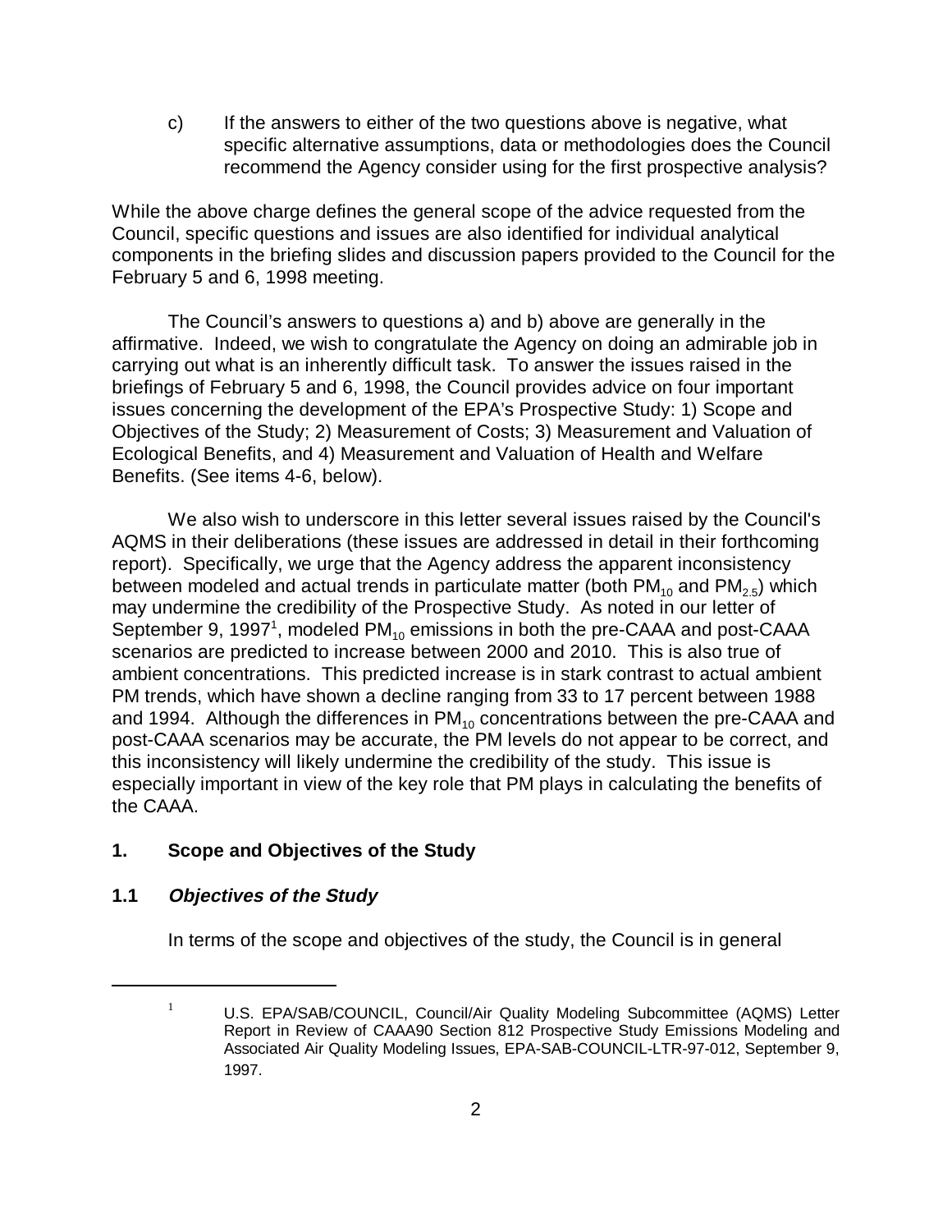c) If the answers to either of the two questions above is negative, what specific alternative assumptions, data or methodologies does the Council recommend the Agency consider using for the first prospective analysis?

While the above charge defines the general scope of the advice requested from the Council, specific questions and issues are also identified for individual analytical components in the briefing slides and discussion papers provided to the Council for the February 5 and 6, 1998 meeting.

The Council's answers to questions a) and b) above are generally in the affirmative. Indeed, we wish to congratulate the Agency on doing an admirable job in carrying out what is an inherently difficult task. To answer the issues raised in the briefings of February 5 and 6, 1998, the Council provides advice on four important issues concerning the development of the EPA's Prospective Study: 1) Scope and Objectives of the Study; 2) Measurement of Costs; 3) Measurement and Valuation of Ecological Benefits, and 4) Measurement and Valuation of Health and Welfare Benefits. (See items 4-6, below).

We also wish to underscore in this letter several issues raised by the Council's AQMS in their deliberations (these issues are addressed in detail in their forthcoming report). Specifically, we urge that the Agency address the apparent inconsistency between modeled and actual trends in particulate matter (both $PM_{10}$ and $PM_{2.5}$) which may undermine the credibility of the Prospective Study. As noted in our letter of September 9, 1997[1], modeled $PM_{10}$ emissions in both the pre-CAAA and post-CAAA scenarios are predicted to increase between 2000 and 2010. This is also true of ambient concentrations. This predicted increase is in stark contrast to actual ambient PM trends, which have shown a decline ranging from 33 to 17 percent between 1988 and 1994. Although the differences in $PM_{10}$ concentrations between the pre-CAAA and post-CAAA scenarios may be accurate, the PM levels do not appear to be correct, and this inconsistency will likely undermine the credibility of the study. This issue is especially important in view of the key role that PM plays in calculating the benefits of the CAAA.

## 1. Scope and Objectives of the Study

### 1.1 *Objectives of the Study*

In terms of the scope and objectives of the study, the Council is in general

---

[1] U.S. EPA/SAB/COUNCIL, Council/Air Quality Modeling Subcommittee (AQMS) Letter Report in Review of CAAA90 Section 812 Prospective Study Emissions Modeling and Associated Air Quality Modeling Issues, EPA-SAB-COUNCIL-LTR-97-012, September 9, 1997.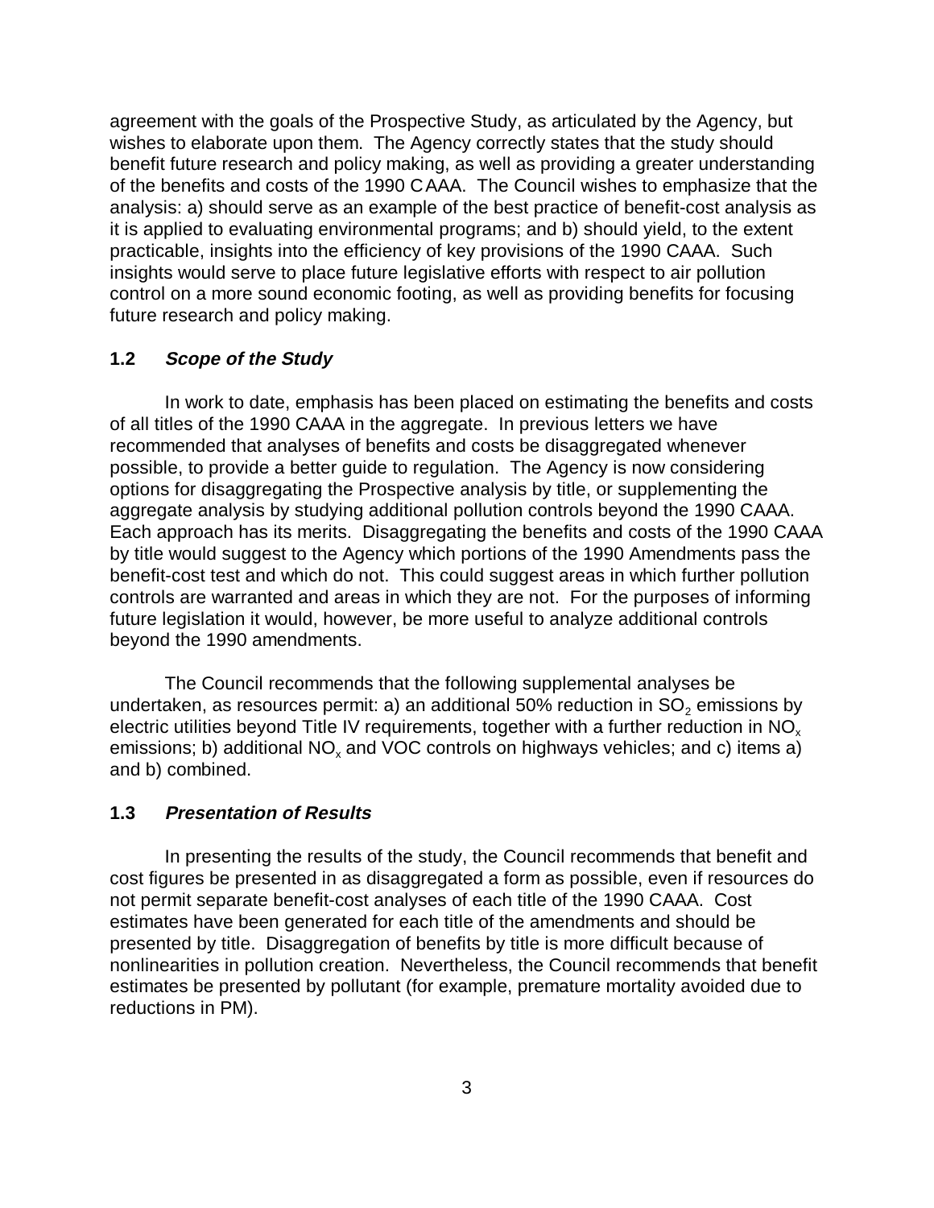agreement with the goals of the Prospective Study, as articulated by the Agency, but wishes to elaborate upon them. The Agency correctly states that the study should benefit future research and policy making, as well as providing a greater understanding of the benefits and costs of the 1990 CAAA. The Council wishes to emphasize that the analysis: a) should serve as an example of the best practice of benefit-cost analysis as it is applied to evaluating environmental programs; and b) should yield, to the extent practicable, insights into the efficiency of key provisions of the 1990 CAAA. Such insights would serve to place future legislative efforts with respect to air pollution control on a more sound economic footing, as well as providing benefits for focusing future research and policy making.

## 1.2 *Scope of the Study*

In work to date, emphasis has been placed on estimating the benefits and costs of all titles of the 1990 CAAA in the aggregate. In previous letters we have recommended that analyses of benefits and costs be disaggregated whenever possible, to provide a better guide to regulation. The Agency is now considering options for disaggregating the Prospective analysis by title, or supplementing the aggregate analysis by studying additional pollution controls beyond the 1990 CAAA. Each approach has its merits. Disaggregating the benefits and costs of the 1990 CAAA by title would suggest to the Agency which portions of the 1990 Amendments pass the benefit-cost test and which do not. This could suggest areas in which further pollution controls are warranted and areas in which they are not. For the purposes of informing future legislation it would, however, be more useful to analyze additional controls beyond the 1990 amendments.

The Council recommends that the following supplemental analyses be undertaken, as resources permit: a) an additional 50% reduction in $SO_2$ emissions by electric utilities beyond Title IV requirements, together with a further reduction in $NO_x$ emissions; b) additional $NO_x$ and VOC controls on highways vehicles; and c) items a) and b) combined.

## 1.3 *Presentation of Results*

In presenting the results of the study, the Council recommends that benefit and cost figures be presented in as disaggregated a form as possible, even if resources do not permit separate benefit-cost analyses of each title of the 1990 CAAA. Cost estimates have been generated for each title of the amendments and should be presented by title. Disaggregation of benefits by title is more difficult because of nonlinearities in pollution creation. Nevertheless, the Council recommends that benefit estimates be presented by pollutant (for example, premature mortality avoided due to reductions in PM).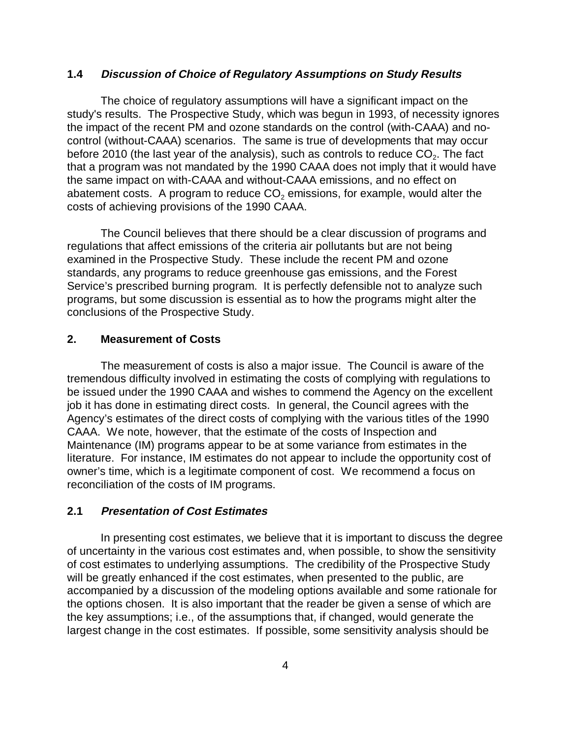### 1.4 *Discussion of Choice of Regulatory Assumptions on Study Results*

The choice of regulatory assumptions will have a significant impact on the study's results. The Prospective Study, which was begun in 1993, of necessity ignores the impact of the recent PM and ozone standards on the control (with-CAAA) and no-control (without-CAAA) scenarios. The same is true of developments that may occur before 2010 (the last year of the analysis), such as controls to reduce $CO_2$. The fact that a program was not mandated by the 1990 CAAA does not imply that it would have the same impact on with-CAAA and without-CAAA emissions, and no effect on abatement costs. A program to reduce $CO_2$ emissions, for example, would alter the costs of achieving provisions of the 1990 CAAA.

The Council believes that there should be a clear discussion of programs and regulations that affect emissions of the criteria air pollutants but are not being examined in the Prospective Study. These include the recent PM and ozone standards, any programs to reduce greenhouse gas emissions, and the Forest Service's prescribed burning program. It is perfectly defensible not to analyze such programs, but some discussion is essential as to how the programs might alter the conclusions of the Prospective Study.

## 2. Measurement of Costs

The measurement of costs is also a major issue. The Council is aware of the tremendous difficulty involved in estimating the costs of complying with regulations to be issued under the 1990 CAAA and wishes to commend the Agency on the excellent job it has done in estimating direct costs. In general, the Council agrees with the Agency's estimates of the direct costs of complying with the various titles of the 1990 CAAA. We note, however, that the estimate of the costs of Inspection and Maintenance (IM) programs appear to be at some variance from estimates in the literature. For instance, IM estimates do not appear to include the opportunity cost of owner's time, which is a legitimate component of cost. We recommend a focus on reconciliation of the costs of IM programs.

### 2.1 *Presentation of Cost Estimates*

In presenting cost estimates, we believe that it is important to discuss the degree of uncertainty in the various cost estimates and, when possible, to show the sensitivity of cost estimates to underlying assumptions. The credibility of the Prospective Study will be greatly enhanced if the cost estimates, when presented to the public, are accompanied by a discussion of the modeling options available and some rationale for the options chosen. It is also important that the reader be given a sense of which are the key assumptions; i.e., of the assumptions that, if changed, would generate the largest change in the cost estimates. If possible, some sensitivity analysis should be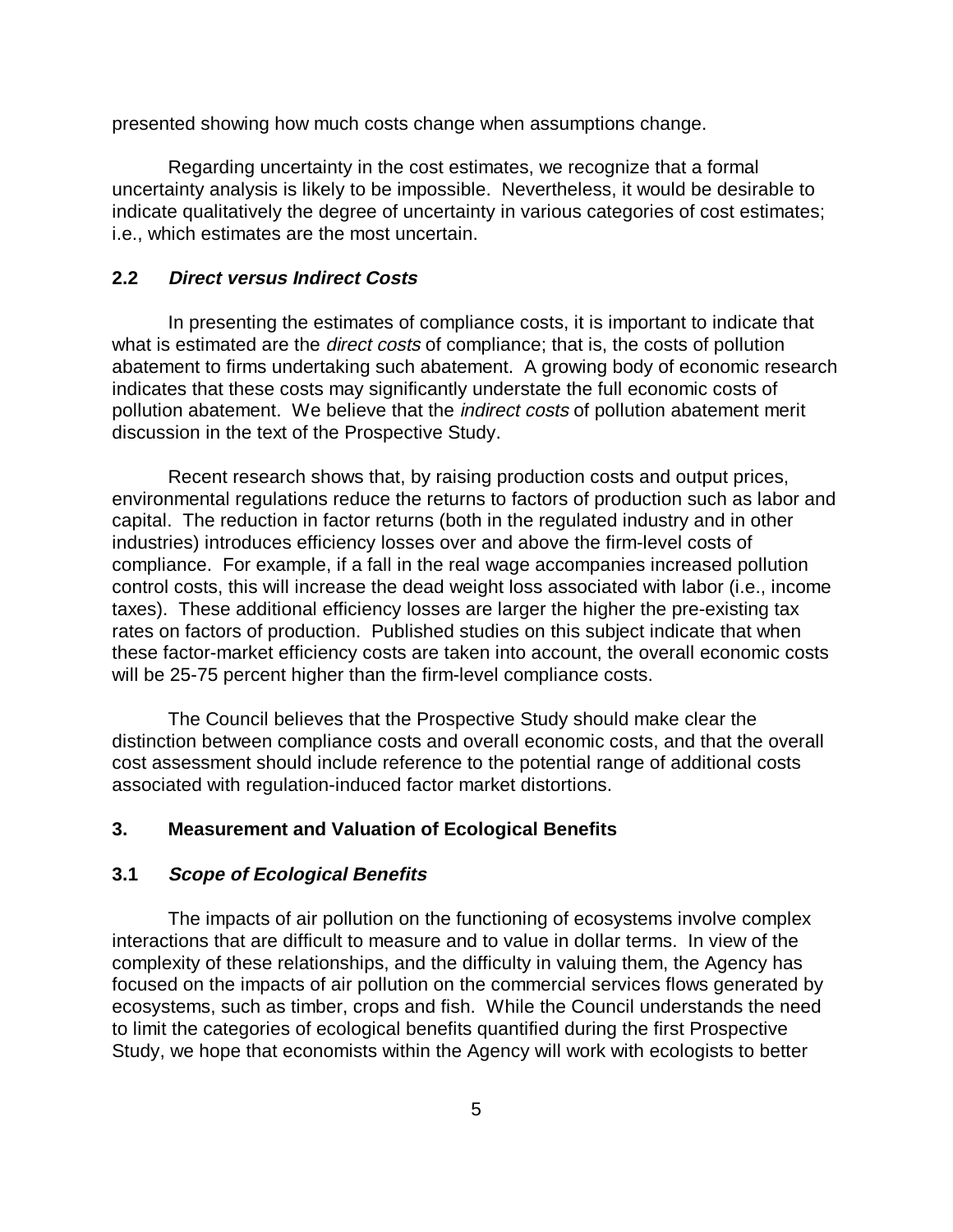presented showing how much costs change when assumptions change.

Regarding uncertainty in the cost estimates, we recognize that a formal uncertainty analysis is likely to be impossible. Nevertheless, it would be desirable to indicate qualitatively the degree of uncertainty in various categories of cost estimates; i.e., which estimates are the most uncertain.

### 2.2 *Direct versus Indirect Costs*

In presenting the estimates of compliance costs, it is important to indicate that what is estimated are the *direct costs* of compliance; that is, the costs of pollution abatement to firms undertaking such abatement. A growing body of economic research indicates that these costs may significantly understate the full economic costs of pollution abatement. We believe that the *indirect costs* of pollution abatement merit discussion in the text of the Prospective Study.

Recent research shows that, by raising production costs and output prices, environmental regulations reduce the returns to factors of production such as labor and capital. The reduction in factor returns (both in the regulated industry and in other industries) introduces efficiency losses over and above the firm-level costs of compliance. For example, if a fall in the real wage accompanies increased pollution control costs, this will increase the dead weight loss associated with labor (i.e., income taxes). These additional efficiency losses are larger the higher the pre-existing tax rates on factors of production. Published studies on this subject indicate that when these factor-market efficiency costs are taken into account, the overall economic costs will be 25-75 percent higher than the firm-level compliance costs.

The Council believes that the Prospective Study should make clear the distinction between compliance costs and overall economic costs, and that the overall cost assessment should include reference to the potential range of additional costs associated with regulation-induced factor market distortions.

## 3. Measurement and Valuation of Ecological Benefits

### 3.1 *Scope of Ecological Benefits*

The impacts of air pollution on the functioning of ecosystems involve complex interactions that are difficult to measure and to value in dollar terms. In view of the complexity of these relationships, and the difficulty in valuing them, the Agency has focused on the impacts of air pollution on the commercial services flows generated by ecosystems, such as timber, crops and fish. While the Council understands the need to limit the categories of ecological benefits quantified during the first Prospective Study, we hope that economists within the Agency will work with ecologists to better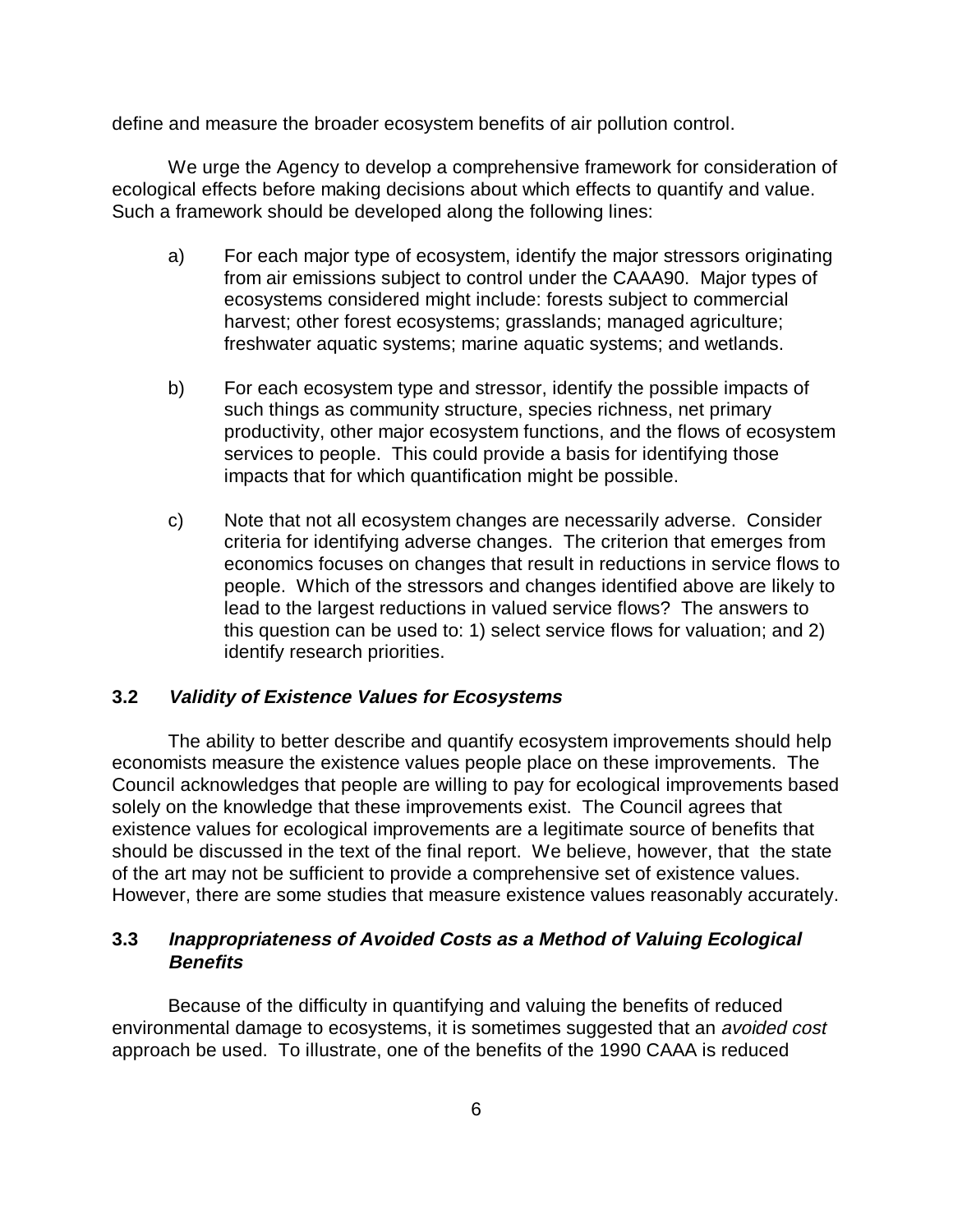define and measure the broader ecosystem benefits of air pollution control.

We urge the Agency to develop a comprehensive framework for consideration of ecological effects before making decisions about which effects to quantify and value. Such a framework should be developed along the following lines:

a) For each major type of ecosystem, identify the major stressors originating from air emissions subject to control under the CAAA90. Major types of ecosystems considered might include: forests subject to commercial harvest; other forest ecosystems; grasslands; managed agriculture; freshwater aquatic systems; marine aquatic systems; and wetlands.

b) For each ecosystem type and stressor, identify the possible impacts of such things as community structure, species richness, net primary productivity, other major ecosystem functions, and the flows of ecosystem services to people. This could provide a basis for identifying those impacts that for which quantification might be possible.

c) Note that not all ecosystem changes are necessarily adverse. Consider criteria for identifying adverse changes. The criterion that emerges from economics focuses on changes that result in reductions in service flows to people. Which of the stressors and changes identified above are likely to lead to the largest reductions in valued service flows? The answers to this question can be used to: 1) select service flows for valuation; and 2) identify research priorities.

### 3.2 *Validity of Existence Values for Ecosystems*

The ability to better describe and quantify ecosystem improvements should help economists measure the existence values people place on these improvements. The Council acknowledges that people are willing to pay for ecological improvements based solely on the knowledge that these improvements exist. The Council agrees that existence values for ecological improvements are a legitimate source of benefits that should be discussed in the text of the final report. We believe, however, that the state of the art may not be sufficient to provide a comprehensive set of existence values. However, there are some studies that measure existence values reasonably accurately.

### 3.3 *Inappropriateness of Avoided Costs as a Method of Valuing Ecological Benefits*

Because of the difficulty in quantifying and valuing the benefits of reduced environmental damage to ecosystems, it is sometimes suggested that an *avoided cost* approach be used. To illustrate, one of the benefits of the 1990 CAAA is reduced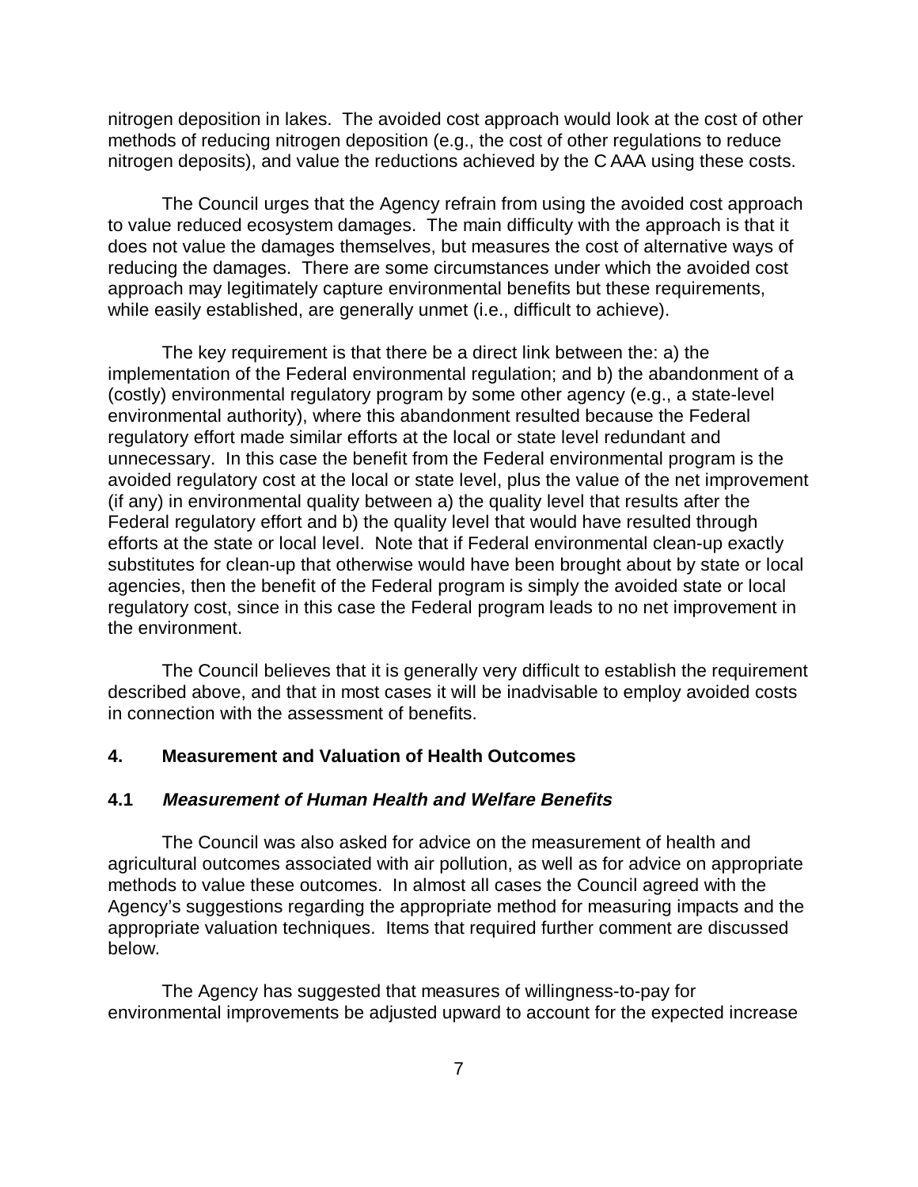nitrogen deposition in lakes. The avoided cost approach would look at the cost of other methods of reducing nitrogen deposition (e.g., the cost of other regulations to reduce nitrogen deposits), and value the reductions achieved by the C AAA using these costs.

The Council urges that the Agency refrain from using the avoided cost approach to value reduced ecosystem damages. The main difficulty with the approach is that it does not value the damages themselves, but measures the cost of alternative ways of reducing the damages. There are some circumstances under which the avoided cost approach may legitimately capture environmental benefits but these requirements, while easily established, are generally unmet (i.e., difficult to achieve).

The key requirement is that there be a direct link between the: a) the implementation of the Federal environmental regulation; and b) the abandonment of a (costly) environmental regulatory program by some other agency (e.g., a state-level environmental authority), where this abandonment resulted because the Federal regulatory effort made similar efforts at the local or state level redundant and unnecessary. In this case the benefit from the Federal environmental program is the avoided regulatory cost at the local or state level, plus the value of the net improvement (if any) in environmental quality between a) the quality level that results after the Federal regulatory effort and b) the quality level that would have resulted through efforts at the state or local level. Note that if Federal environmental clean-up exactly substitutes for clean-up that otherwise would have been brought about by state or local agencies, then the benefit of the Federal program is simply the avoided state or local regulatory cost, since in this case the Federal program leads to no net improvement in the environment.

The Council believes that it is generally very difficult to establish the requirement described above, and that in most cases it will be inadvisable to employ avoided costs in connection with the assessment of benefits.

## 4. Measurement and Valuation of Health Outcomes

### 4.1 *Measurement of Human Health and Welfare Benefits*

The Council was also asked for advice on the measurement of health and agricultural outcomes associated with air pollution, as well as for advice on appropriate methods to value these outcomes. In almost all cases the Council agreed with the Agency's suggestions regarding the appropriate method for measuring impacts and the appropriate valuation techniques. Items that required further comment are discussed below.

The Agency has suggested that measures of willingness-to-pay for environmental improvements be adjusted upward to account for the expected increase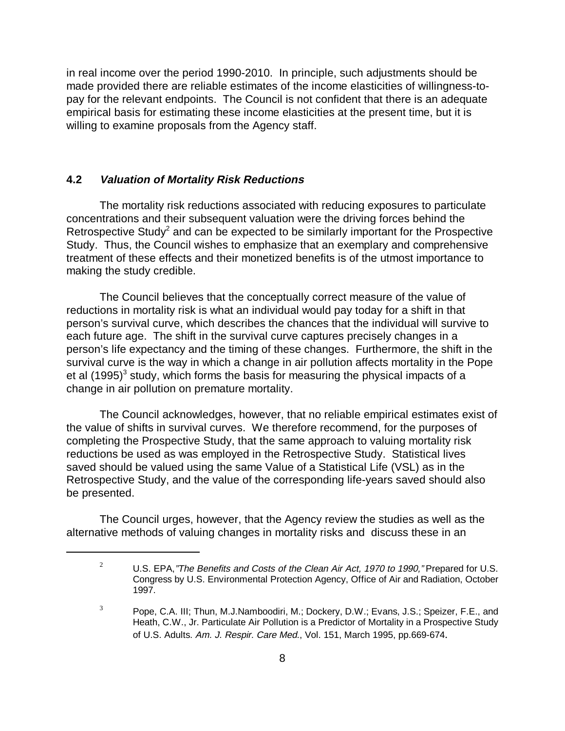in real income over the period 1990-2010. In principle, such adjustments should be made provided there are reliable estimates of the income elasticities of willingness-to-pay for the relevant endpoints. The Council is not confident that there is an adequate empirical basis for estimating these income elasticities at the present time, but it is willing to examine proposals from the Agency staff.

### 4.2 *Valuation of Mortality Risk Reductions*

The mortality risk reductions associated with reducing exposures to particulate concentrations and their subsequent valuation were the driving forces behind the Retrospective Study[2] and can be expected to be similarly important for the Prospective Study. Thus, the Council wishes to emphasize that an exemplary and comprehensive treatment of these effects and their monetized benefits is of the utmost importance to making the study credible.

The Council believes that the conceptually correct measure of the value of reductions in mortality risk is what an individual would pay today for a shift in that person's survival curve, which describes the chances that the individual will survive to each future age. The shift in the survival curve captures precisely changes in a person's life expectancy and the timing of these changes. Furthermore, the shift in the survival curve is the way in which a change in air pollution affects mortality in the Pope et al (1995)[3] study, which forms the basis for measuring the physical impacts of a change in air pollution on premature mortality.

The Council acknowledges, however, that no reliable empirical estimates exist of the value of shifts in survival curves. We therefore recommend, for the purposes of completing the Prospective Study, that the same approach to valuing mortality risk reductions be used as was employed in the Retrospective Study. Statistical lives saved should be valued using the same Value of a Statistical Life (VSL) as in the Retrospective Study, and the value of the corresponding life-years saved should also be presented.

The Council urges, however, that the Agency review the studies as well as the alternative methods of valuing changes in mortality risks and discuss these in an

---

[2] U.S. EPA, *"The Benefits and Costs of the Clean Air Act, 1970 to 1990,"* Prepared for U.S. Congress by U.S. Environmental Protection Agency, Office of Air and Radiation, October 1997.

[3] Pope, C.A. III; Thun, M.J.Namboodiri, M.; Dockery, D.W.; Evans, J.S.; Speizer, F.E., and Heath, C.W., Jr. Particulate Air Pollution is a Predictor of Mortality in a Prospective Study of U.S. Adults. *Am. J. Respir. Care Med.*, Vol. 151, March 1995, pp.669-674.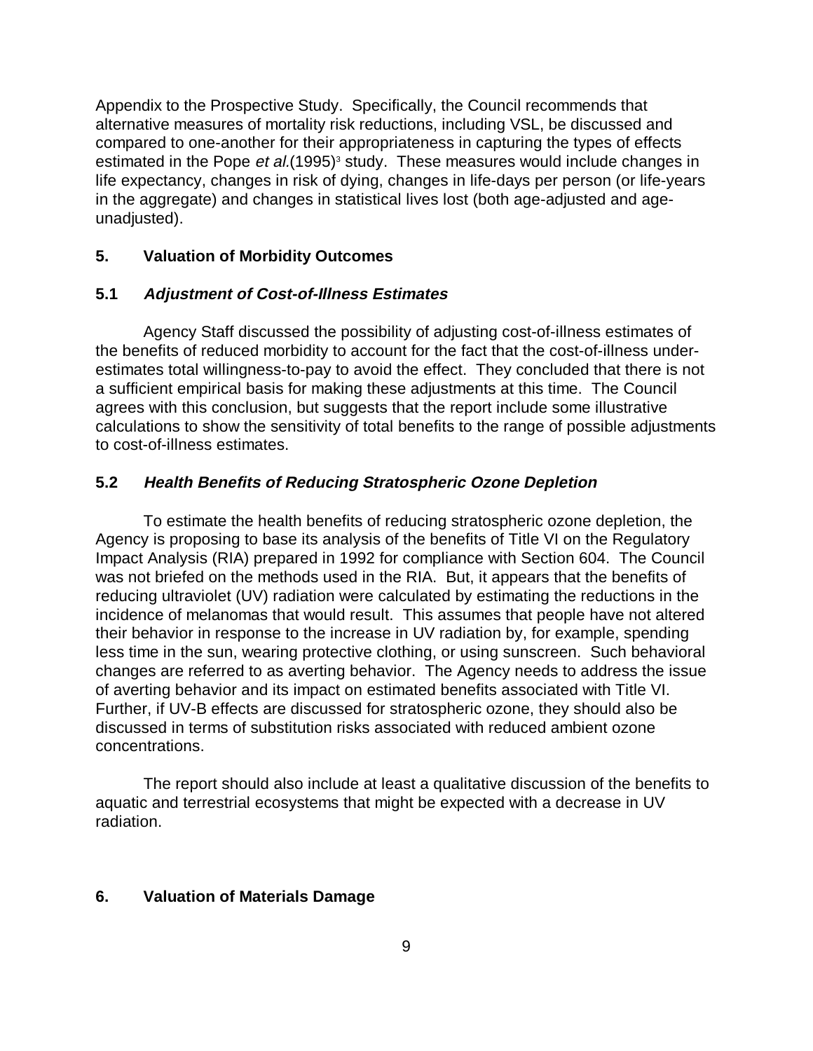Appendix to the Prospective Study. Specifically, the Council recommends that alternative measures of mortality risk reductions, including VSL, be discussed and compared to one-another for their appropriateness in capturing the types of effects estimated in the Pope *et al.*(1995)[3] study. These measures would include changes in life expectancy, changes in risk of dying, changes in life-days per person (or life-years in the aggregate) and changes in statistical lives lost (both age-adjusted and age-unadjusted).

## 5. Valuation of Morbidity Outcomes

### 5.1 *Adjustment of Cost-of-Illness Estimates*

Agency Staff discussed the possibility of adjusting cost-of-illness estimates of the benefits of reduced morbidity to account for the fact that the cost-of-illness under-estimates total willingness-to-pay to avoid the effect. They concluded that there is not a sufficient empirical basis for making these adjustments at this time. The Council agrees with this conclusion, but suggests that the report include some illustrative calculations to show the sensitivity of total benefits to the range of possible adjustments to cost-of-illness estimates.

### 5.2 *Health Benefits of Reducing Stratospheric Ozone Depletion*

To estimate the health benefits of reducing stratospheric ozone depletion, the Agency is proposing to base its analysis of the benefits of Title VI on the Regulatory Impact Analysis (RIA) prepared in 1992 for compliance with Section 604. The Council was not briefed on the methods used in the RIA. But, it appears that the benefits of reducing ultraviolet (UV) radiation were calculated by estimating the reductions in the incidence of melanomas that would result. This assumes that people have not altered their behavior in response to the increase in UV radiation by, for example, spending less time in the sun, wearing protective clothing, or using sunscreen. Such behavioral changes are referred to as averting behavior. The Agency needs to address the issue of averting behavior and its impact on estimated benefits associated with Title VI. Further, if UV-B effects are discussed for stratospheric ozone, they should also be discussed in terms of substitution risks associated with reduced ambient ozone concentrations.

The report should also include at least a qualitative discussion of the benefits to aquatic and terrestrial ecosystems that might be expected with a decrease in UV radiation.

## 6. Valuation of Materials Damage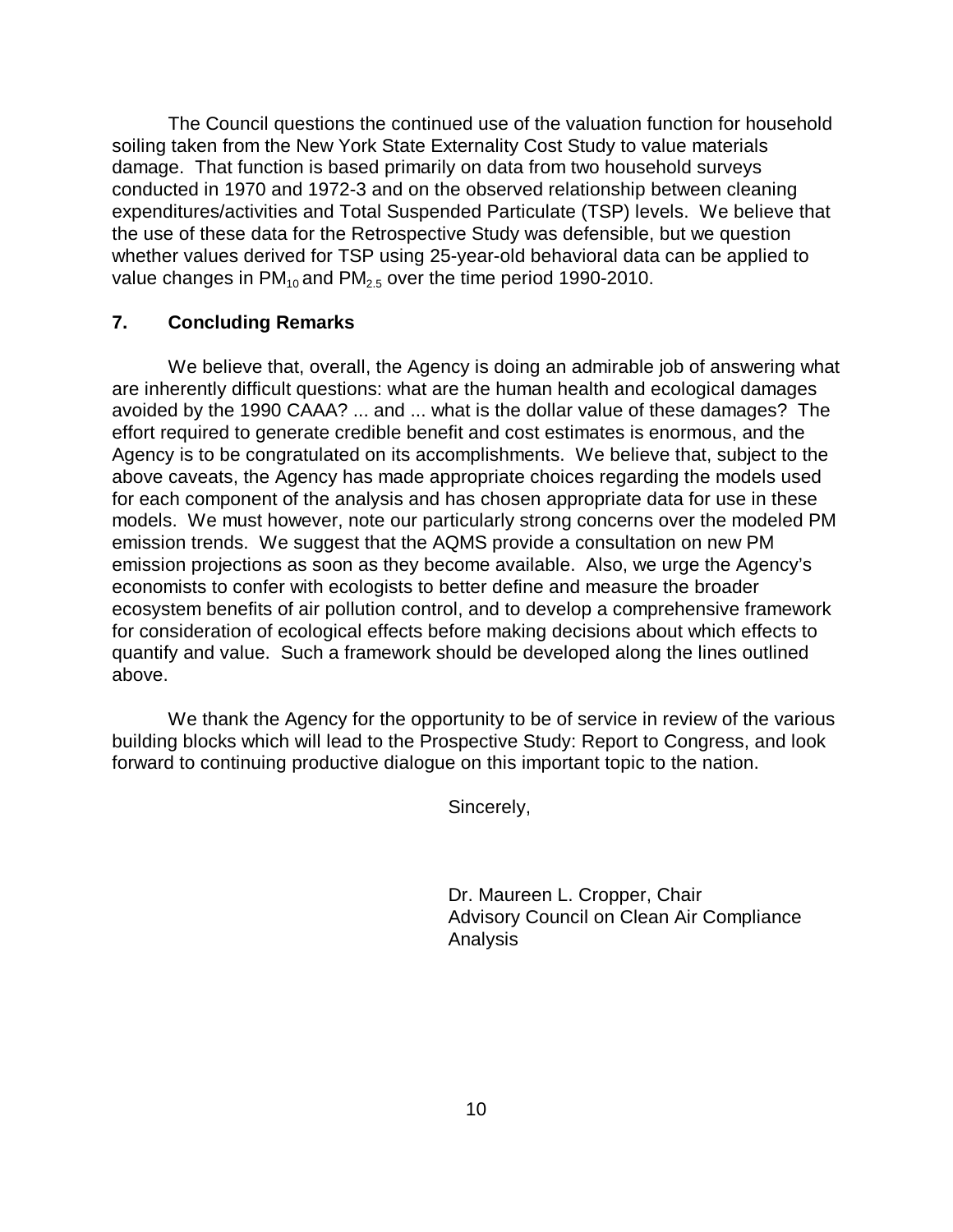The Council questions the continued use of the valuation function for household soiling taken from the New York State Externality Cost Study to value materials damage. That function is based primarily on data from two household surveys conducted in 1970 and 1972-3 and on the observed relationship between cleaning expenditures/activities and Total Suspended Particulate (TSP) levels. We believe that the use of these data for the Retrospective Study was defensible, but we question whether values derived for TSP using 25-year-old behavioral data can be applied to value changes in $PM_{10}$ and $PM_{2.5}$ over the time period 1990-2010.

## 7. Concluding Remarks

We believe that, overall, the Agency is doing an admirable job of answering what are inherently difficult questions: what are the human health and ecological damages avoided by the 1990 CAAA? ... and ... what is the dollar value of these damages? The effort required to generate credible benefit and cost estimates is enormous, and the Agency is to be congratulated on its accomplishments. We believe that, subject to the above caveats, the Agency has made appropriate choices regarding the models used for each component of the analysis and has chosen appropriate data for use in these models. We must however, note our particularly strong concerns over the modeled PM emission trends. We suggest that the AQMS provide a consultation on new PM emission projections as soon as they become available. Also, we urge the Agency's economists to confer with ecologists to better define and measure the broader ecosystem benefits of air pollution control, and to develop a comprehensive framework for consideration of ecological effects before making decisions about which effects to quantify and value. Such a framework should be developed along the lines outlined above.

We thank the Agency for the opportunity to be of service in review of the various building blocks which will lead to the Prospective Study: Report to Congress, and look forward to continuing productive dialogue on this important topic to the nation.

Sincerely,

Dr. Maureen L. Cropper, Chair
Advisory Council on Clean Air Compliance Analysis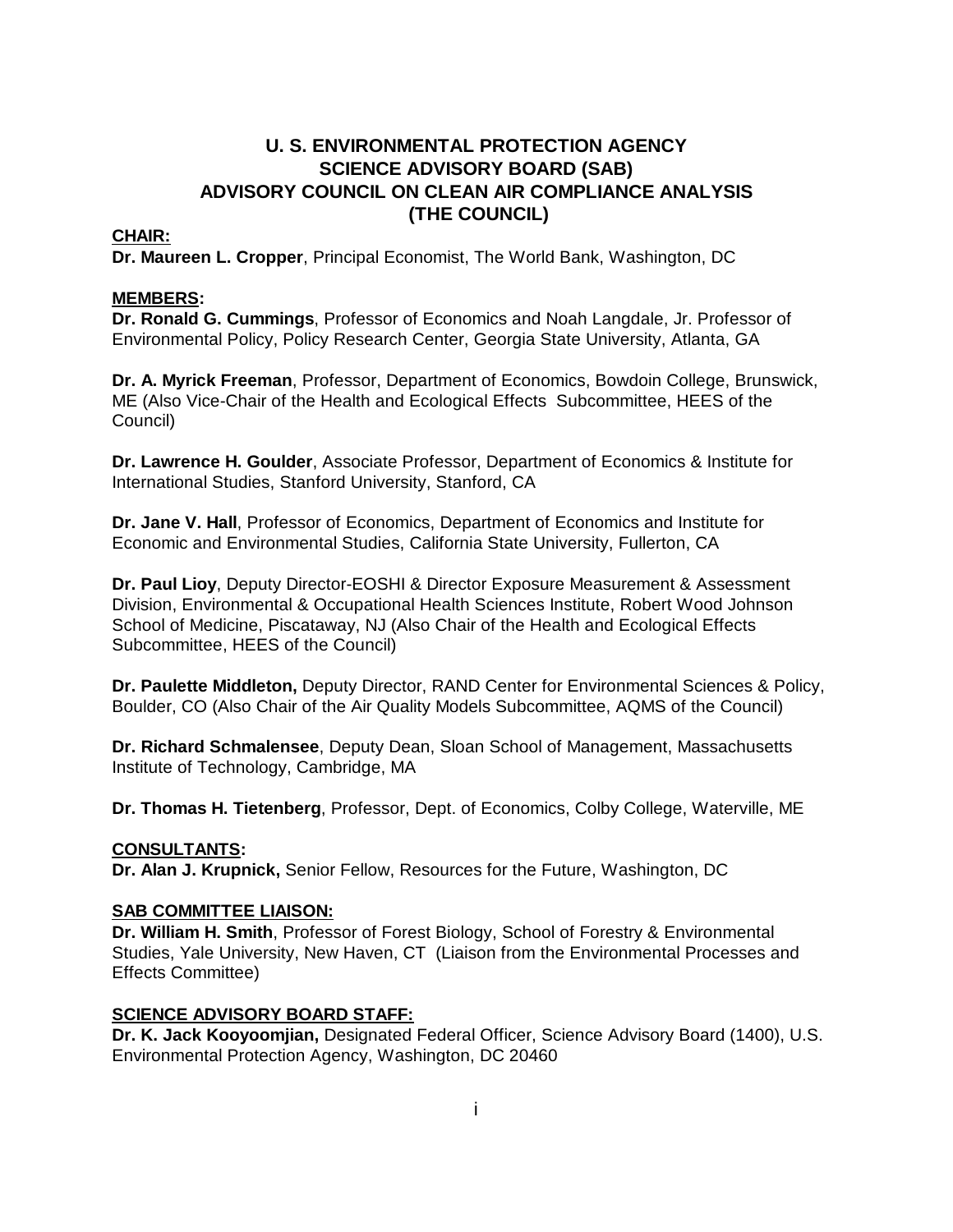# U. S. ENVIRONMENTAL PROTECTION AGENCY
# SCIENCE ADVISORY BOARD (SAB)
# ADVISORY COUNCIL ON CLEAN AIR COMPLIANCE ANALYSIS
# (THE COUNCIL)

**CHAIR:**

**Dr. Maureen L. Cropper**, Principal Economist, The World Bank, Washington, DC

**MEMBERS:**

**Dr. Ronald G. Cummings**, Professor of Economics and Noah Langdale, Jr. Professor of Environmental Policy, Policy Research Center, Georgia State University, Atlanta, GA

**Dr. A. Myrick Freeman**, Professor, Department of Economics, Bowdoin College, Brunswick, ME (Also Vice-Chair of the Health and Ecological Effects Subcommittee, HEES of the Council)

**Dr. Lawrence H. Goulder**, Associate Professor, Department of Economics & Institute for International Studies, Stanford University, Stanford, CA

**Dr. Jane V. Hall**, Professor of Economics, Department of Economics and Institute for Economic and Environmental Studies, California State University, Fullerton, CA

**Dr. Paul Lioy**, Deputy Director-EOSHI & Director Exposure Measurement & Assessment Division, Environmental & Occupational Health Sciences Institute, Robert Wood Johnson School of Medicine, Piscataway, NJ (Also Chair of the Health and Ecological Effects Subcommittee, HEES of the Council)

**Dr. Paulette Middleton,** Deputy Director, RAND Center for Environmental Sciences & Policy, Boulder, CO (Also Chair of the Air Quality Models Subcommittee, AQMS of the Council)

**Dr. Richard Schmalensee**, Deputy Dean, Sloan School of Management, Massachusetts Institute of Technology, Cambridge, MA

**Dr. Thomas H. Tietenberg**, Professor, Dept. of Economics, Colby College, Waterville, ME

**CONSULTANTS:**

**Dr. Alan J. Krupnick,** Senior Fellow, Resources for the Future, Washington, DC

**SAB COMMITTEE LIAISON:**

**Dr. William H. Smith**, Professor of Forest Biology, School of Forestry & Environmental Studies, Yale University, New Haven, CT (Liaison from the Environmental Processes and Effects Committee)

**SCIENCE ADVISORY BOARD STAFF:**

**Dr. K. Jack Kooyoomjian,** Designated Federal Officer, Science Advisory Board (1400), U.S. Environmental Protection Agency, Washington, DC 20460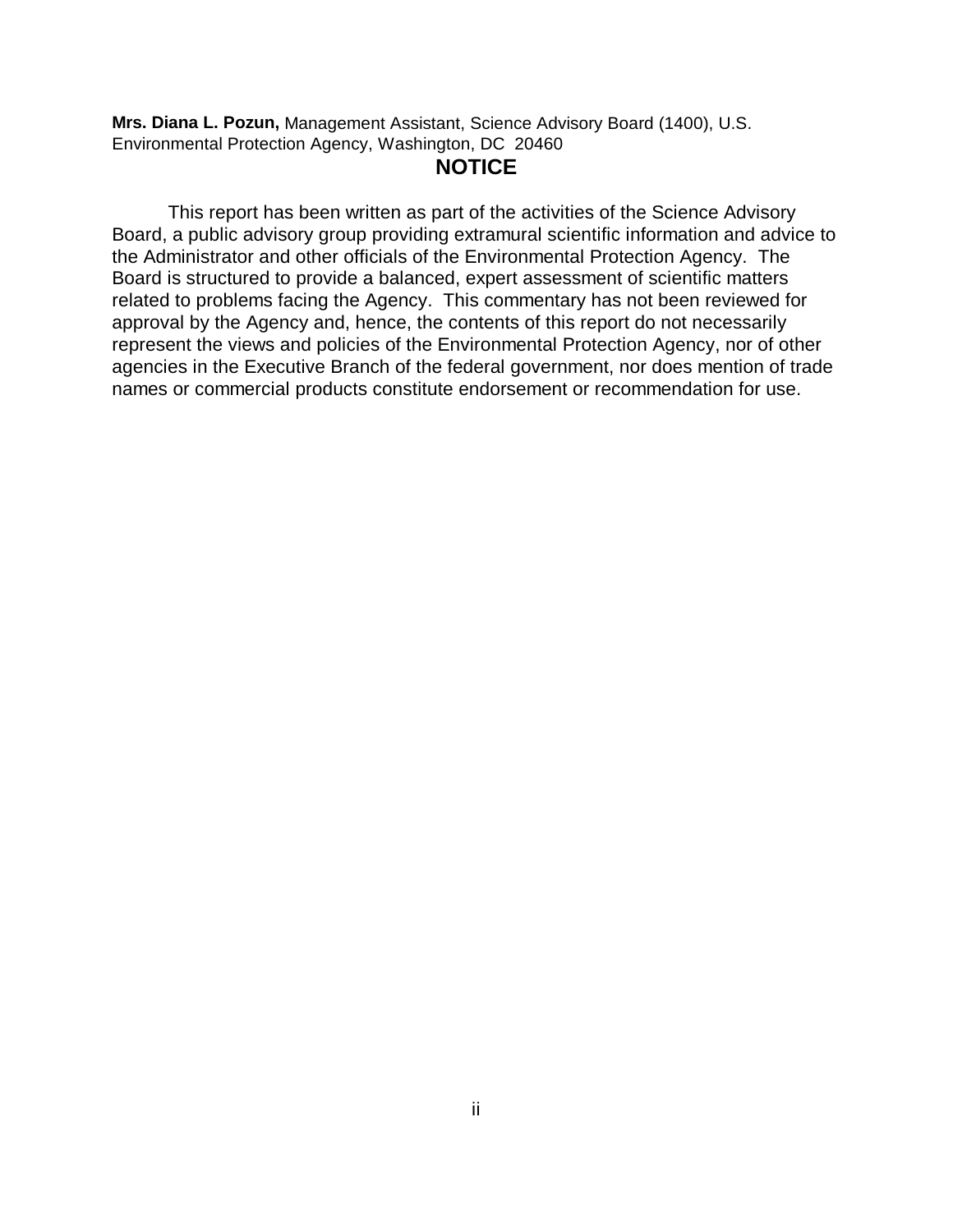**Mrs. Diana L. Pozun,** Management Assistant, Science Advisory Board (1400), U.S. Environmental Protection Agency, Washington, DC 20460

## NOTICE

This report has been written as part of the activities of the Science Advisory Board, a public advisory group providing extramural scientific information and advice to the Administrator and other officials of the Environmental Protection Agency. The Board is structured to provide a balanced, expert assessment of scientific matters related to problems facing the Agency. This commentary has not been reviewed for approval by the Agency and, hence, the contents of this report do not necessarily represent the views and policies of the Environmental Protection Agency, nor of other agencies in the Executive Branch of the federal government, nor does mention of trade names or commercial products constitute endorsement or recommendation for use.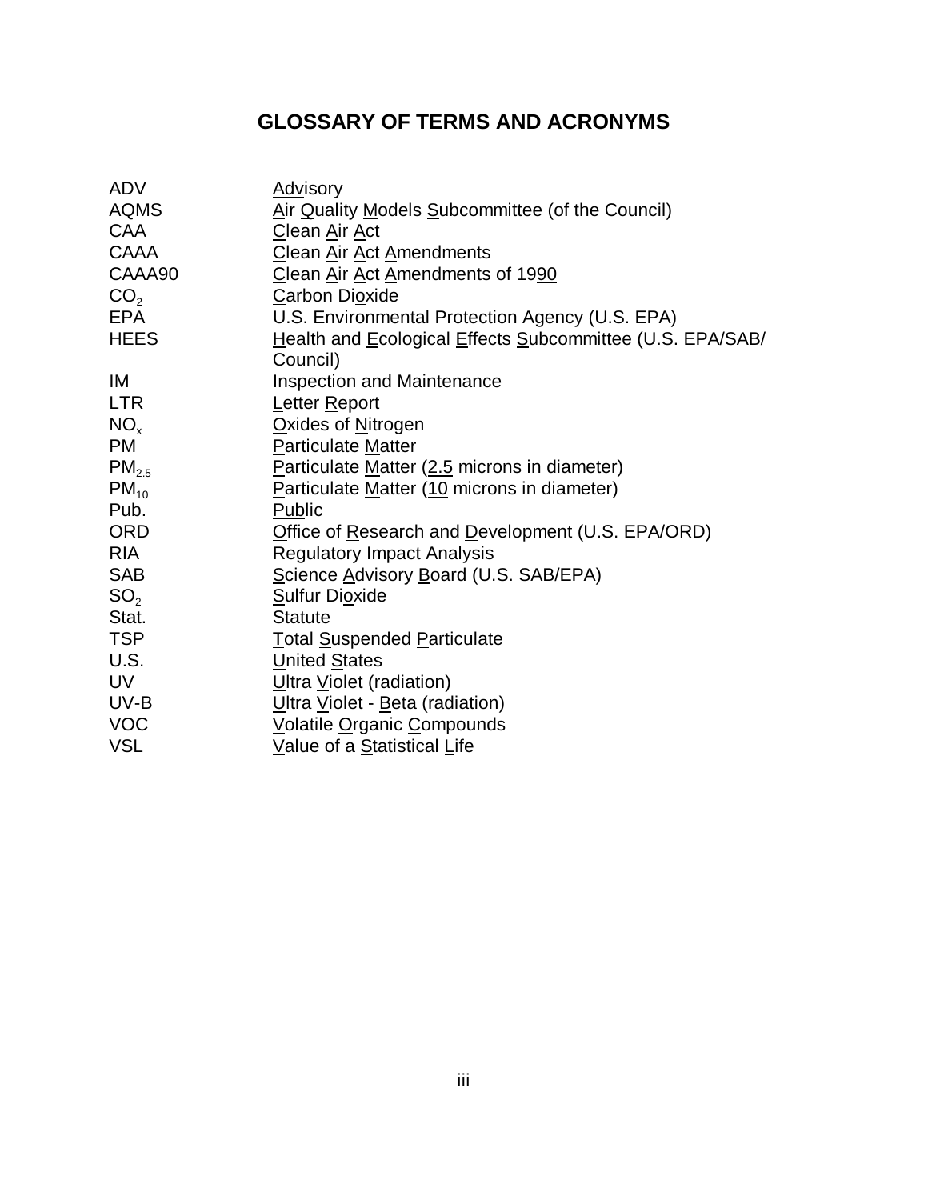# GLOSSARY OF TERMS AND ACRONYMS

| | |
|---|---|
| ADV | Advisory |
| AQMS | Air Quality Models Subcommittee (of the Council) |
| CAA | Clean Air Act |
| CAAA | Clean Air Act Amendments |
| CAAA90 | Clean Air Act Amendments of 1990 |
| $CO_2$ | Carbon Dioxide |
| EPA | U.S. Environmental Protection Agency (U.S. EPA) |
| HEES | Health and Ecological Effects Subcommittee (U.S. EPA/SAB/ Council) |
| IM | Inspection and Maintenance |
| LTR | Letter Report |
| $NO_x$ | Oxides of Nitrogen |
| PM | Particulate Matter |
| $PM_{2.5}$ | Particulate Matter (2.5 microns in diameter) |
| $PM_{10}$ | Particulate Matter (10 microns in diameter) |
| Pub. | Public |
| ORD | Office of Research and Development (U.S. EPA/ORD) |
| RIA | Regulatory Impact Analysis |
| SAB | Science Advisory Board (U.S. SAB/EPA) |
| $SO_2$ | Sulfur Dioxide |
| Stat. | Statute |
| TSP | Total Suspended Particulate |
| U.S. | United States |
| UV | Ultra Violet (radiation) |
| UV-B | Ultra Violet - Beta (radiation) |
| VOC | Volatile Organic Compounds |
| VSL | Value of a Statistical Life |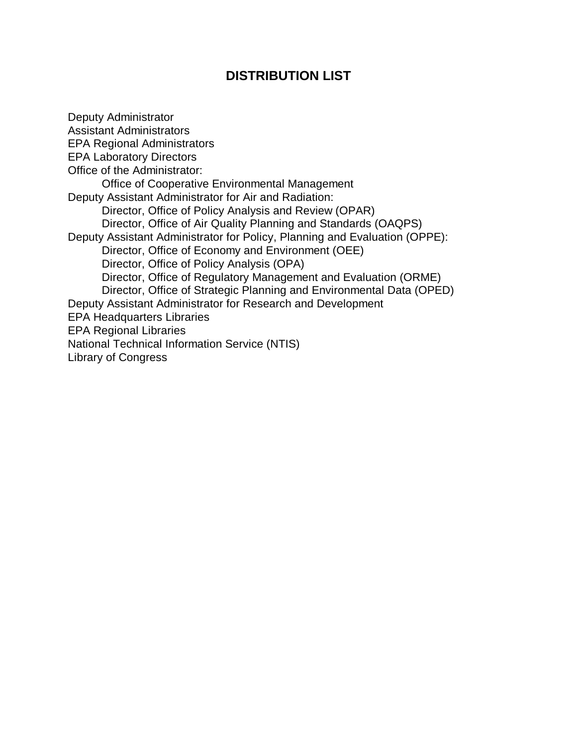# DISTRIBUTION LIST

Deputy Administrator
Assistant Administrators
EPA Regional Administrators
EPA Laboratory Directors
Office of the Administrator:
- Office of Cooperative Environmental Management

Deputy Assistant Administrator for Air and Radiation:
- Director, Office of Policy Analysis and Review (OPAR)
- Director, Office of Air Quality Planning and Standards (OAQPS)

Deputy Assistant Administrator for Policy, Planning and Evaluation (OPPE):
- Director, Office of Economy and Environment (OEE)
- Director, Office of Policy Analysis (OPA)
- Director, Office of Regulatory Management and Evaluation (ORME)
- Director, Office of Strategic Planning and Environmental Data (OPED)

Deputy Assistant Administrator for Research and Development
EPA Headquarters Libraries
EPA Regional Libraries
National Technical Information Service (NTIS)
Library of Congress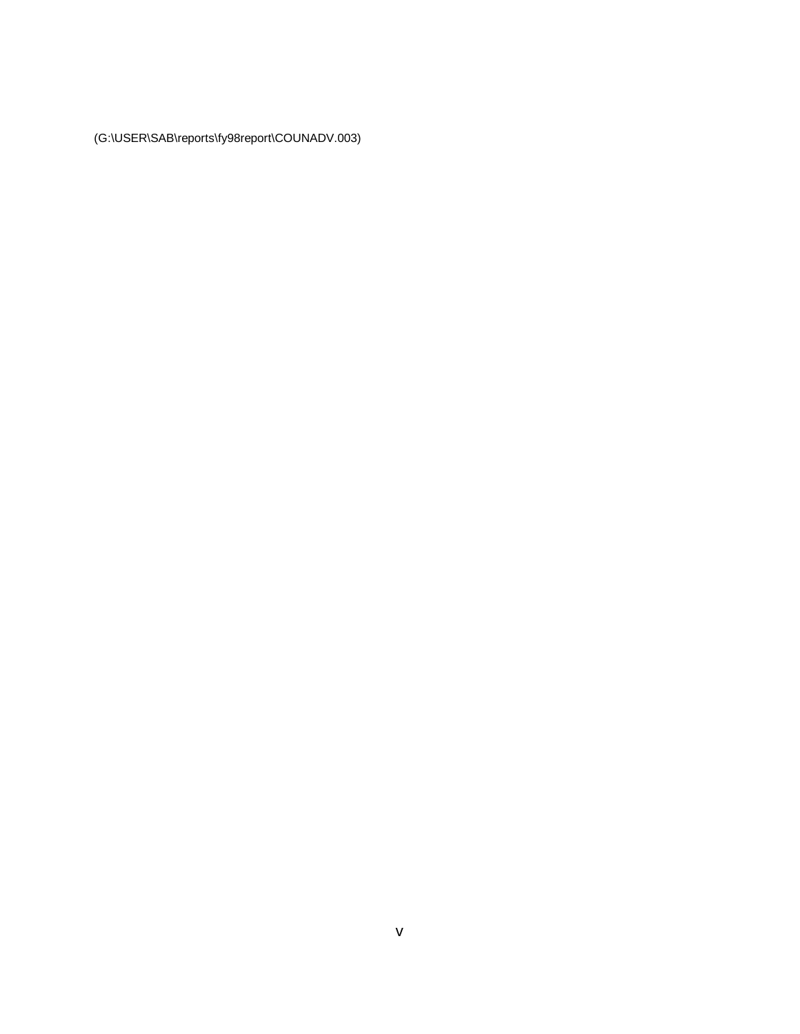(G:\USER\SAB\reports\fy98report\COUNADV.003)